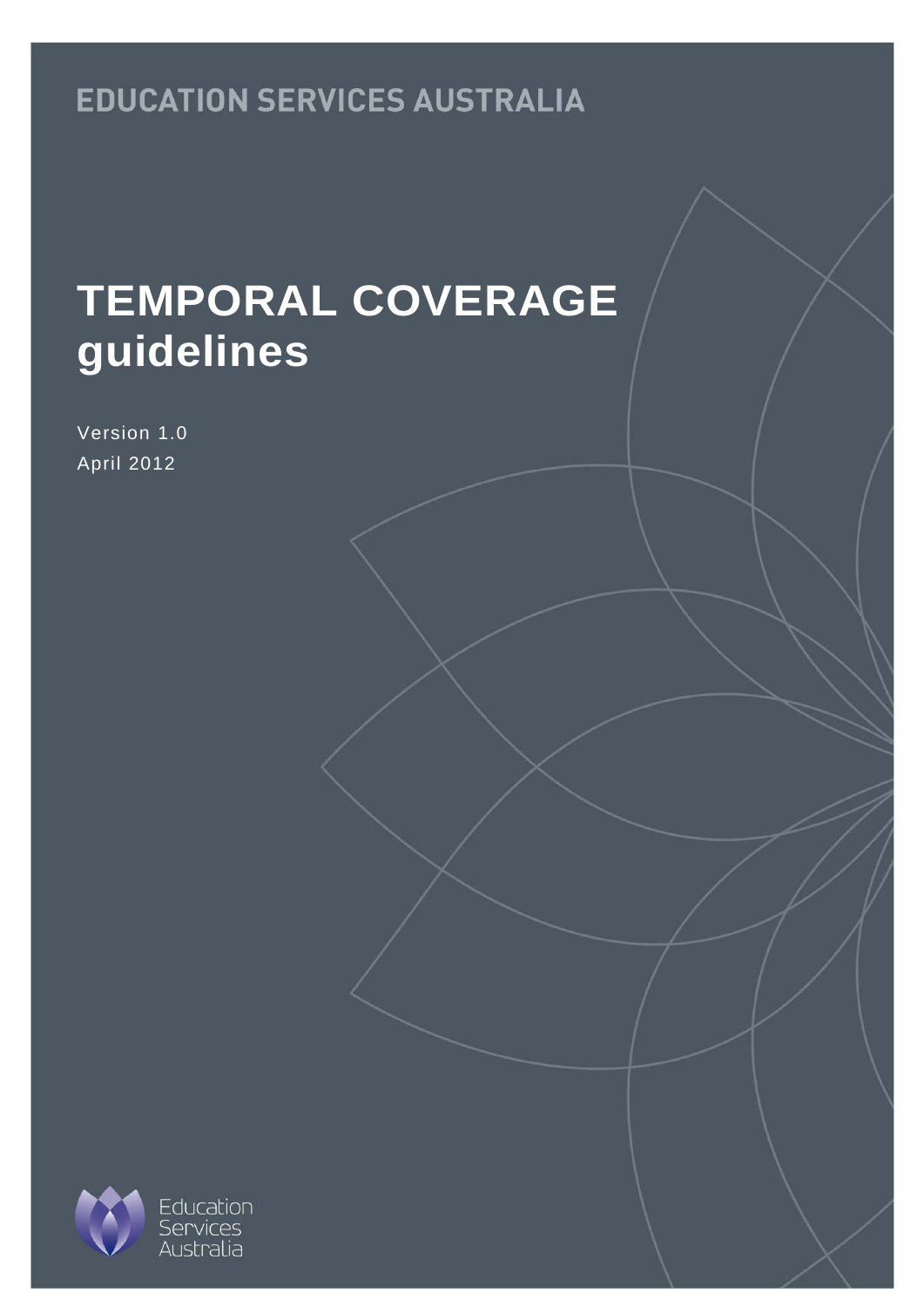EDUCATION SERVICES AUSTRALIA

# TEMPORAL COVERAGE guidelines

Version 1.0

April 2012

Education Services Australia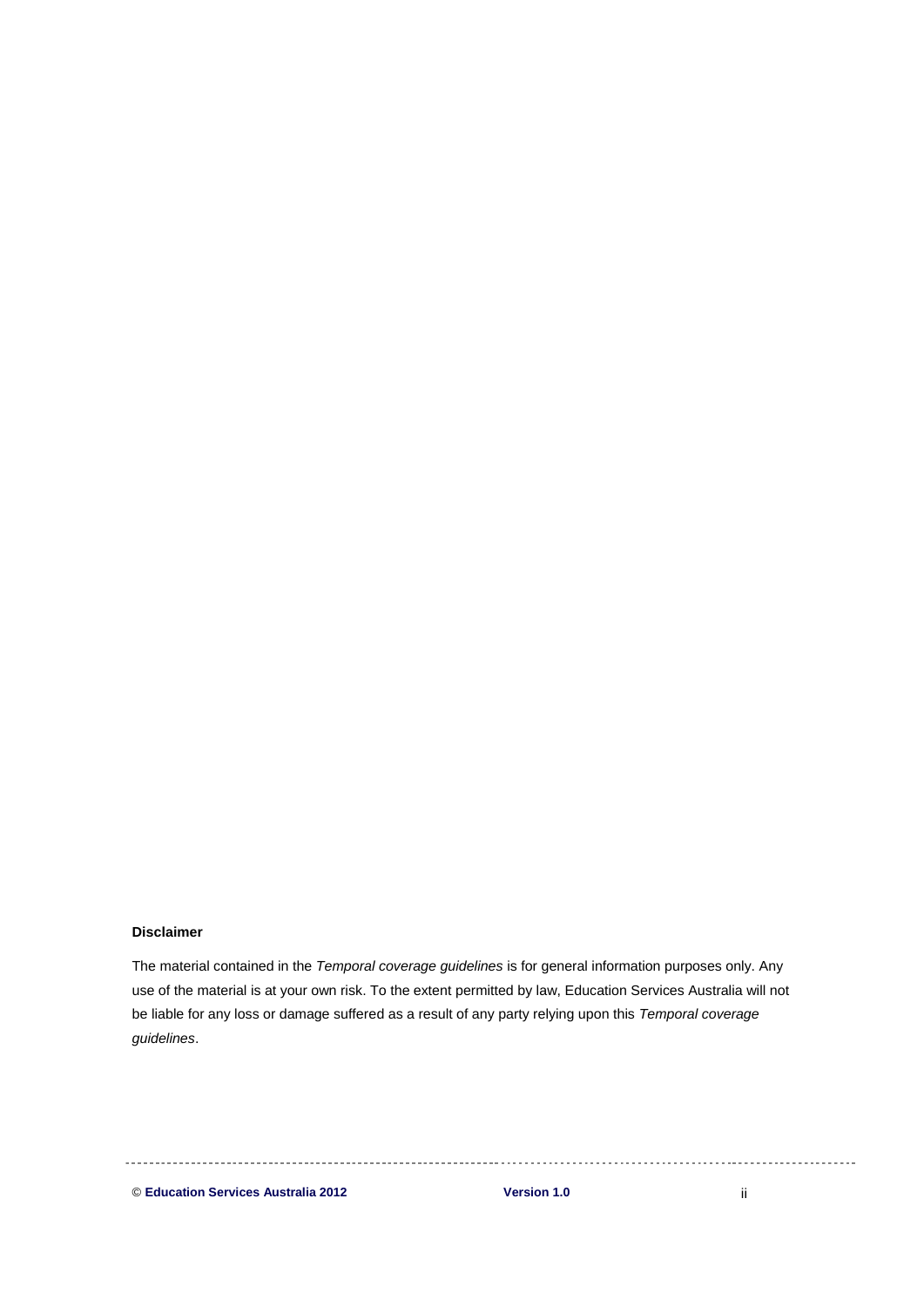**Disclaimer**

The material contained in the *Temporal coverage guidelines* is for general information purposes only. Any use of the material is at your own risk. To the extent permitted by law, Education Services Australia will not be liable for any loss or damage suffered as a result of any party relying upon this *Temporal coverage guidelines*.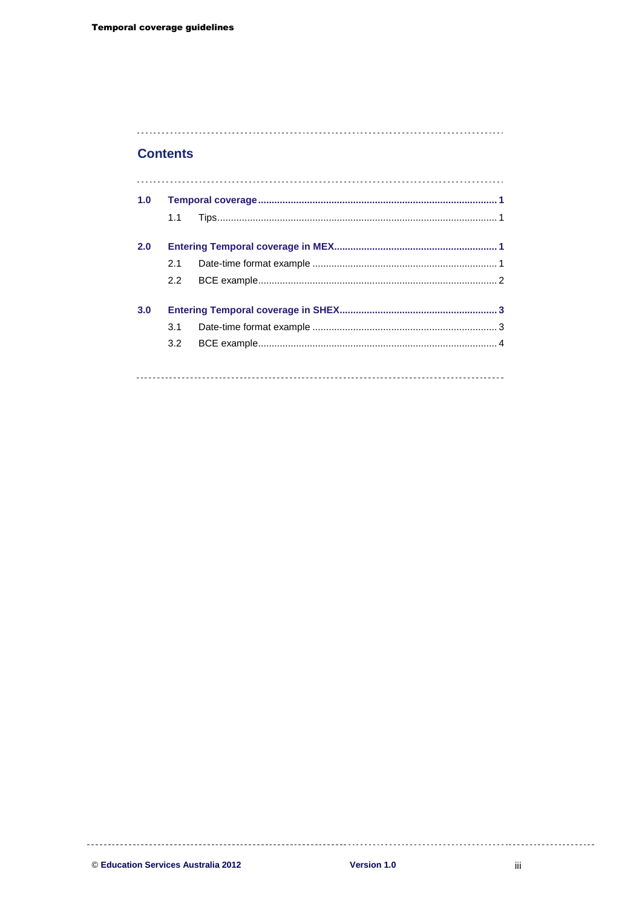## Contents

**1.0 Temporal coverage** .......... **1**

- 1.1 Tips .......... 1

**2.0 Entering Temporal coverage in MEX** .......... **1**

- 2.1 Date-time format example .......... 1
- 2.2 BCE example .......... 2

**3.0 Entering Temporal coverage in SHEX** .......... **3**

- 3.1 Date-time format example .......... 3
- 3.2 BCE example .......... 4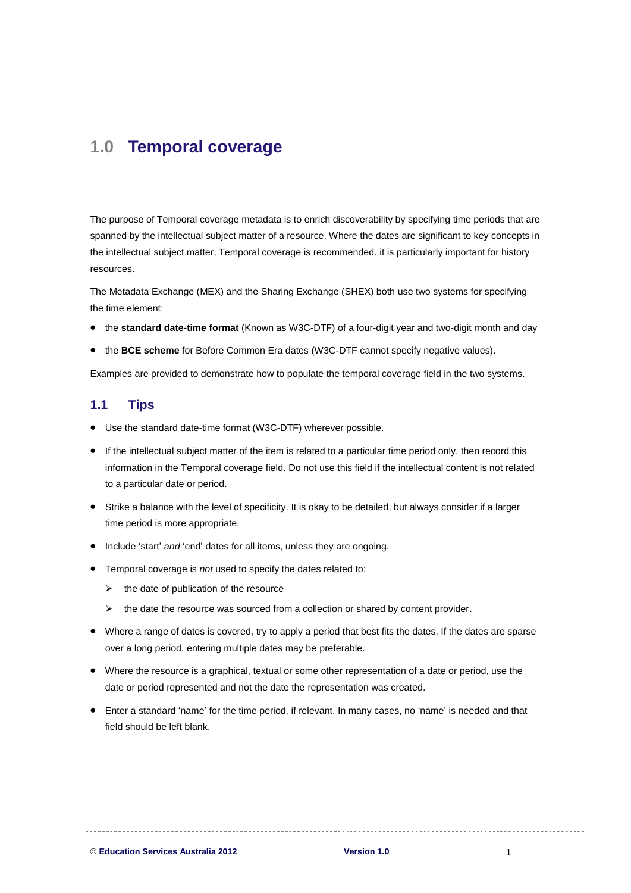# 1.0 Temporal coverage

The purpose of Temporal coverage metadata is to enrich discoverability by specifying time periods that are spanned by the intellectual subject matter of a resource. Where the dates are significant to key concepts in the intellectual subject matter, Temporal coverage is recommended. it is particularly important for history resources.

The Metadata Exchange (MEX) and the Sharing Exchange (SHEX) both use two systems for specifying the time element:

- the **standard date-time format** (Known as W3C-DTF) of a four-digit year and two-digit month and day
- the **BCE scheme** for Before Common Era dates (W3C-DTF cannot specify negative values).

Examples are provided to demonstrate how to populate the temporal coverage field in the two systems.

## 1.1 Tips

- Use the standard date-time format (W3C-DTF) wherever possible.
- If the intellectual subject matter of the item is related to a particular time period only, then record this information in the Temporal coverage field. Do not use this field if the intellectual content is not related to a particular date or period.
- Strike a balance with the level of specificity. It is okay to be detailed, but always consider if a larger time period is more appropriate.
- Include 'start' *and* 'end' dates for all items, unless they are ongoing.
- Temporal coverage is *not* used to specify the dates related to:
  - the date of publication of the resource
  - the date the resource was sourced from a collection or shared by content provider.
- Where a range of dates is covered, try to apply a period that best fits the dates. If the dates are sparse over a long period, entering multiple dates may be preferable.
- Where the resource is a graphical, textual or some other representation of a date or period, use the date or period represented and not the date the representation was created.
- Enter a standard 'name' for the time period, if relevant. In many cases, no 'name' is needed and that field should be left blank.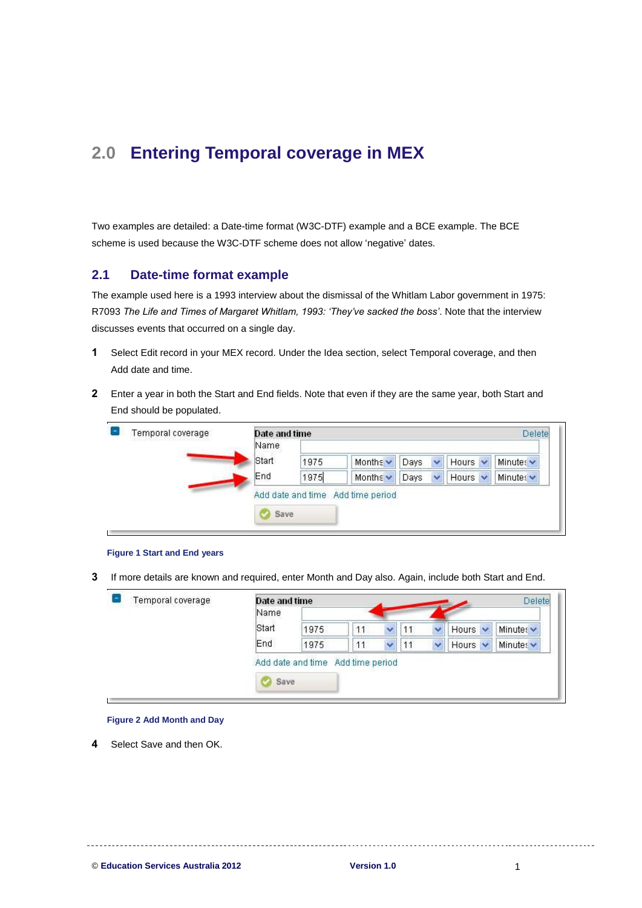# 2.0 Entering Temporal coverage in MEX

Two examples are detailed: a Date-time format (W3C-DTF) example and a BCE example. The BCE scheme is used because the W3C-DTF scheme does not allow 'negative' dates.

## 2.1 Date-time format example

The example used here is a 1993 interview about the dismissal of the Whitlam Labor government in 1975: R7093 *The Life and Times of Margaret Whitlam, 1993: 'They've sacked the boss'*. Note that the interview discusses events that occurred on a single day.

1. Select Edit record in your MEX record. Under the Idea section, select Temporal coverage, and then Add date and time.

2. Enter a year in both the Start and End fields. Note that even if they are the same year, both Start and End should be populated.

**Figure 1 Start and End years**

3. If more details are known and required, enter Month and Day also. Again, include both Start and End.

**Figure 2 Add Month and Day**

4. Select Save and then OK.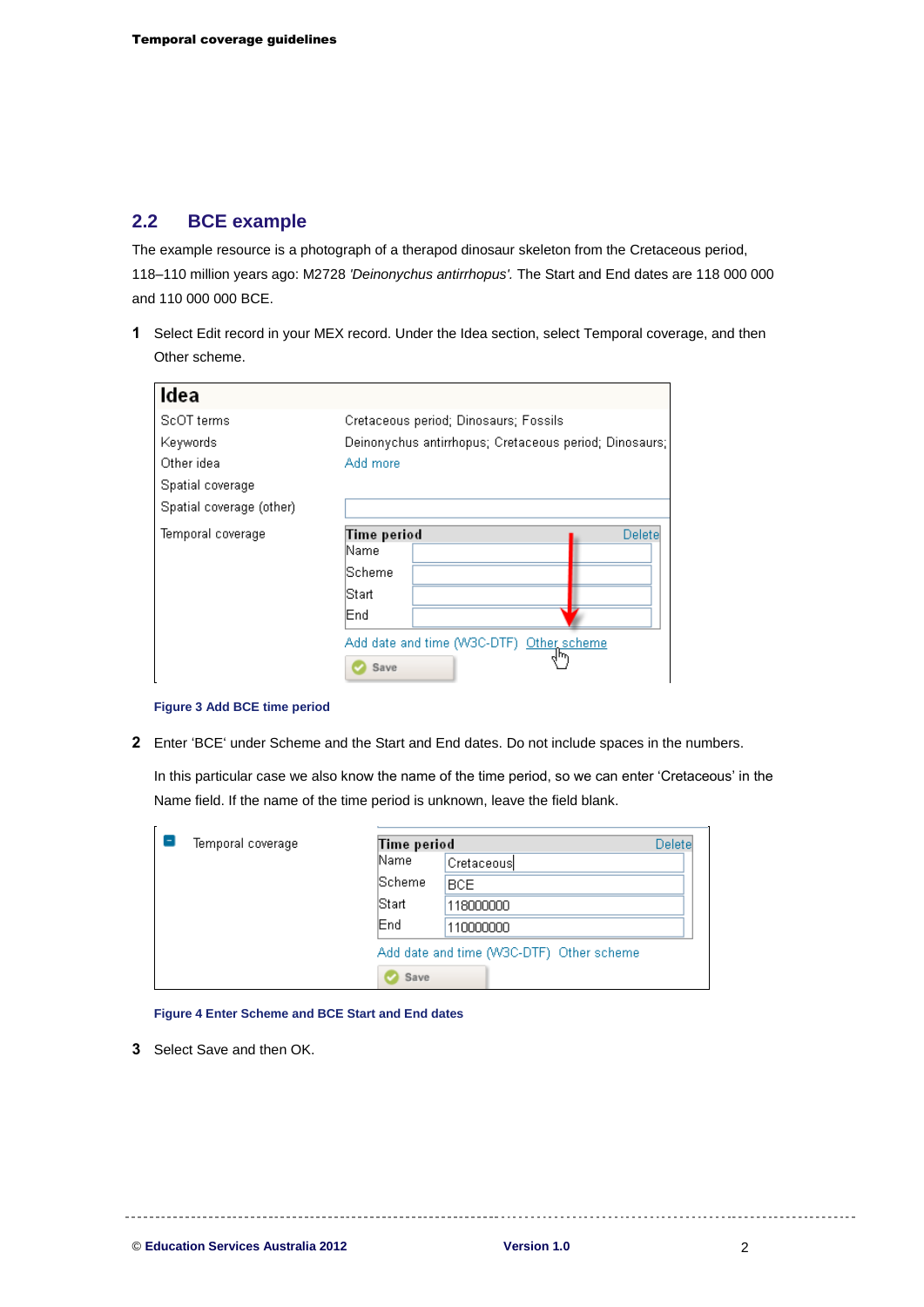## 2.2 BCE example

The example resource is a photograph of a therapod dinosaur skeleton from the Cretaceous period, 118–110 million years ago: M2728 *'Deinonychus antirrhopus'.* The Start and End dates are 118 000 000 and 110 000 000 BCE.

1. Select Edit record in your MEX record. Under the Idea section, select Temporal coverage, and then Other scheme.

**Figure 3 Add BCE time period**

2. Enter 'BCE' under Scheme and the Start and End dates. Do not include spaces in the numbers.

   In this particular case we also know the name of the time period, so we can enter 'Cretaceous' in the Name field. If the name of the time period is unknown, leave the field blank.

**Figure 4 Enter Scheme and BCE Start and End dates**

3. Select Save and then OK.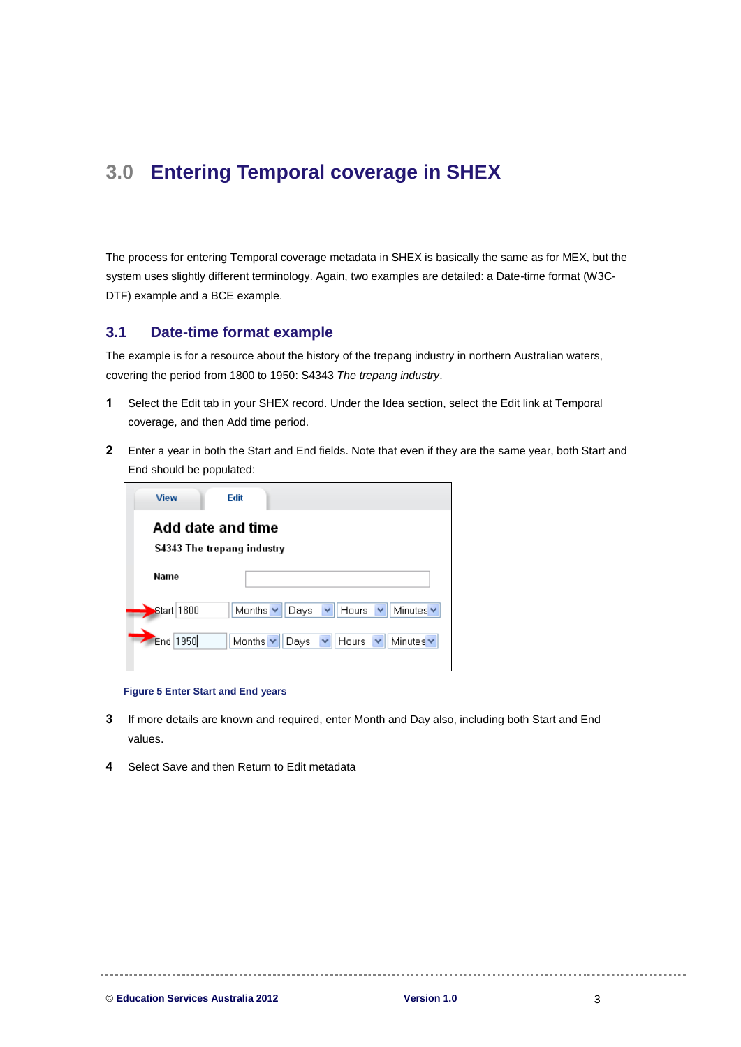# 3.0 Entering Temporal coverage in SHEX

The process for entering Temporal coverage metadata in SHEX is basically the same as for MEX, but the system uses slightly different terminology. Again, two examples are detailed: a Date-time format (W3C-DTF) example and a BCE example.

## 3.1 Date-time format example

The example is for a resource about the history of the trepang industry in northern Australian waters, covering the period from 1800 to 1950: S4343 *The trepang industry*.

1. Select the Edit tab in your SHEX record. Under the Idea section, select the Edit link at Temporal coverage, and then Add time period.

2. Enter a year in both the Start and End fields. Note that even if they are the same year, both Start and End should be populated:

Figure 5 Enter Start and End years

3. If more details are known and required, enter Month and Day also, including both Start and End values.

4. Select Save and then Return to Edit metadata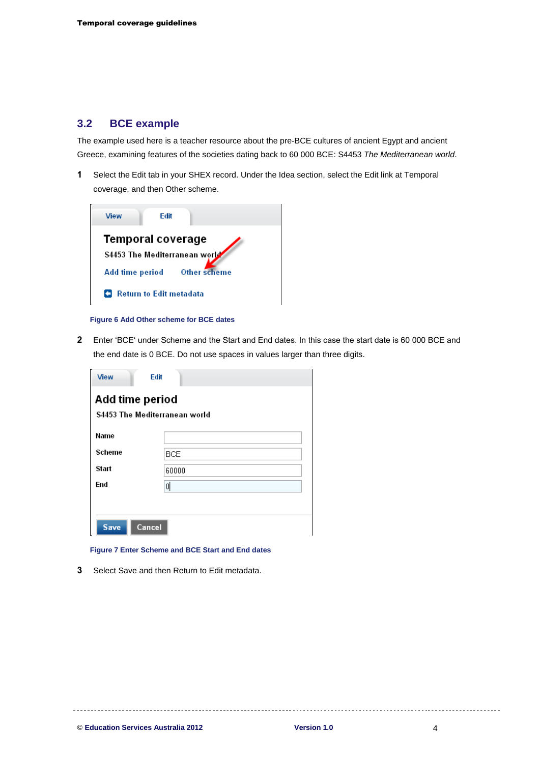## 3.2 BCE example

The example used here is a teacher resource about the pre-BCE cultures of ancient Egypt and ancient Greece, examining features of the societies dating back to 60 000 BCE: S4453 *The Mediterranean world*.

1. Select the Edit tab in your SHEX record. Under the Idea section, select the Edit link at Temporal coverage, and then Other scheme.

Figure 6 Add Other scheme for BCE dates

2. Enter 'BCE' under Scheme and the Start and End dates. In this case the start date is 60 000 BCE and the end date is 0 BCE. Do not use spaces in values larger than three digits.

Figure 7 Enter Scheme and BCE Start and End dates

3. Select Save and then Return to Edit metadata.